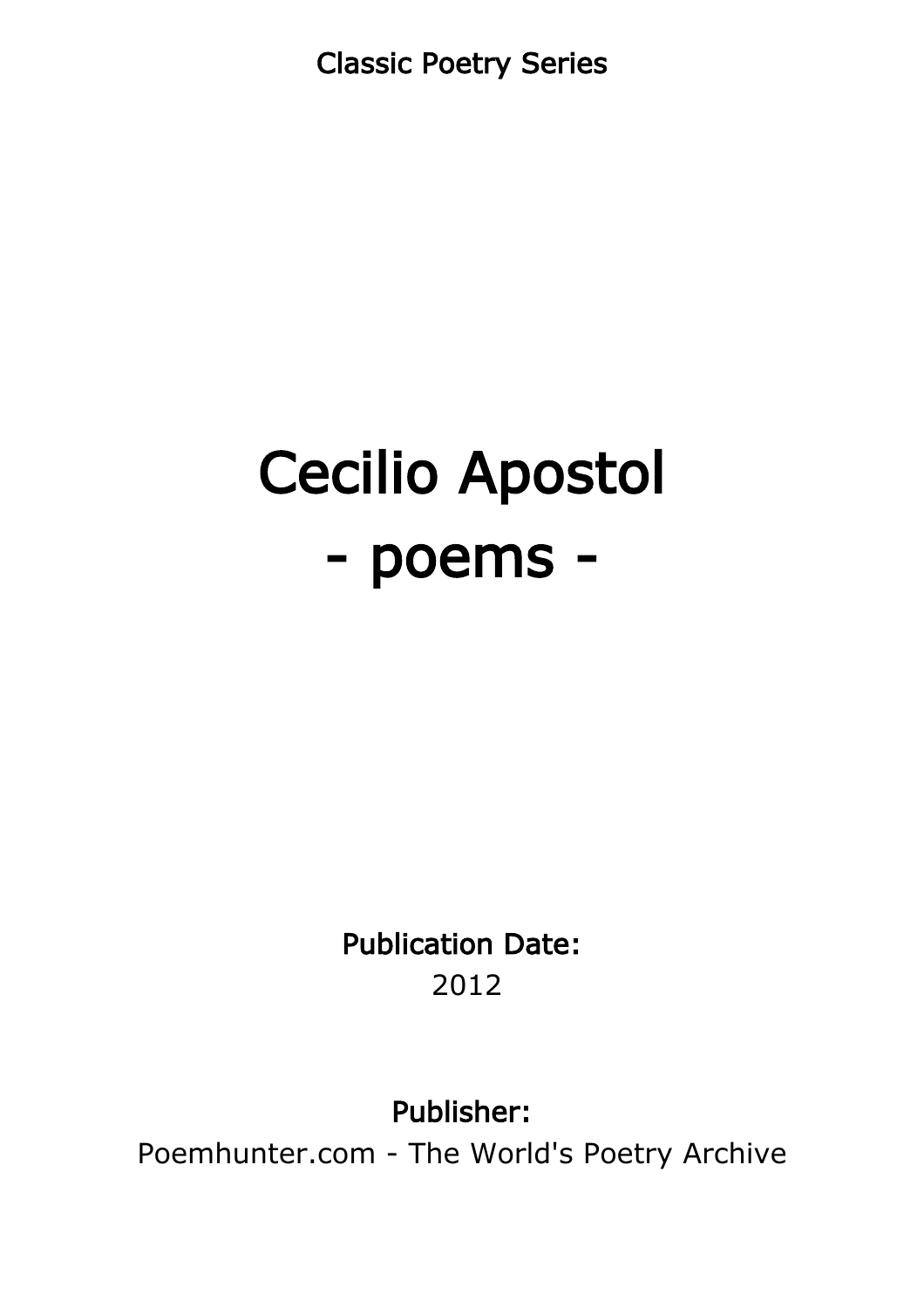Classic Poetry Series

# Cecilio Apostol
# - poems -

**Publication Date:**
2012

**Publisher:**
Poemhunter.com - The World's Poetry Archive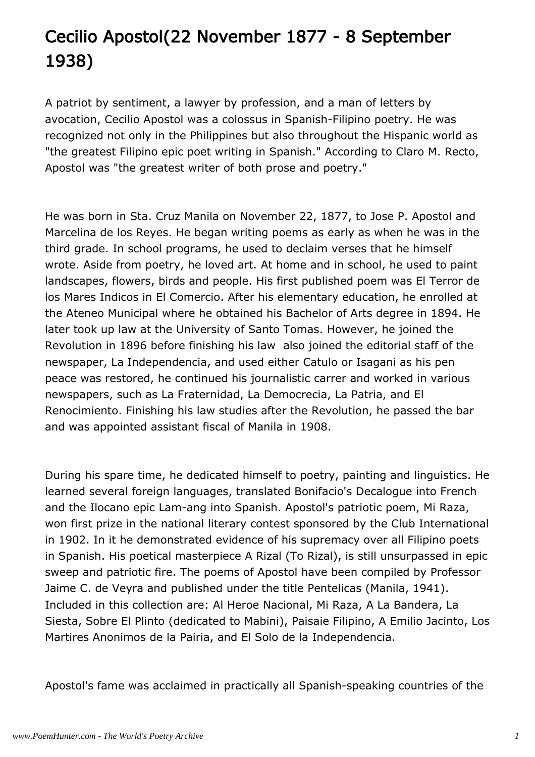# Cecilio Apostol(22 November 1877 - 8 September 1938)

A patriot by sentiment, a lawyer by profession, and a man of letters by avocation, Cecilio Apostol was a colossus in Spanish-Filipino poetry. He was recognized not only in the Philippines but also throughout the Hispanic world as "the greatest Filipino epic poet writing in Spanish." According to Claro M. Recto, Apostol was "the greatest writer of both prose and poetry."

He was born in Sta. Cruz Manila on November 22, 1877, to Jose P. Apostol and Marcelina de los Reyes. He began writing poems as early as when he was in the third grade. In school programs, he used to declaim verses that he himself wrote. Aside from poetry, he loved art. At home and in school, he used to paint landscapes, flowers, birds and people. His first published poem was El Terror de los Mares Indicos in El Comercio. After his elementary education, he enrolled at the Ateneo Municipal where he obtained his Bachelor of Arts degree in 1894. He later took up law at the University of Santo Tomas. However, he joined the Revolution in 1896 before finishing his law also joined the editorial staff of the newspaper, La Independencia, and used either Catulo or Isagani as his pen peace was restored, he continued his journalistic carrer and worked in various newspapers, such as La Fraternidad, La Democrecia, La Patria, and El Renocimiento. Finishing his law studies after the Revolution, he passed the bar and was appointed assistant fiscal of Manila in 1908.

During his spare time, he dedicated himself to poetry, painting and linguistics. He learned several foreign languages, translated Bonifacio's Decalogue into French and the Ilocano epic Lam-ang into Spanish. Apostol's patriotic poem, Mi Raza, won first prize in the national literary contest sponsored by the Club International in 1902. In it he demonstrated evidence of his supremacy over all Filipino poets in Spanish. His poetical masterpiece A Rizal (To Rizal), is still unsurpassed in epic sweep and patriotic fire. The poems of Apostol have been compiled by Professor Jaime C. de Veyra and published under the title Pentelicas (Manila, 1941). Included in this collection are: Al Heroe Nacional, Mi Raza, A La Bandera, La Siesta, Sobre El Plinto (dedicated to Mabini), Paisaie Filipino, A Emilio Jacinto, Los Martires Anonimos de la Pairia, and El Solo de la Independencia.

Apostol's fame was acclaimed in practically all Spanish-speaking countries of the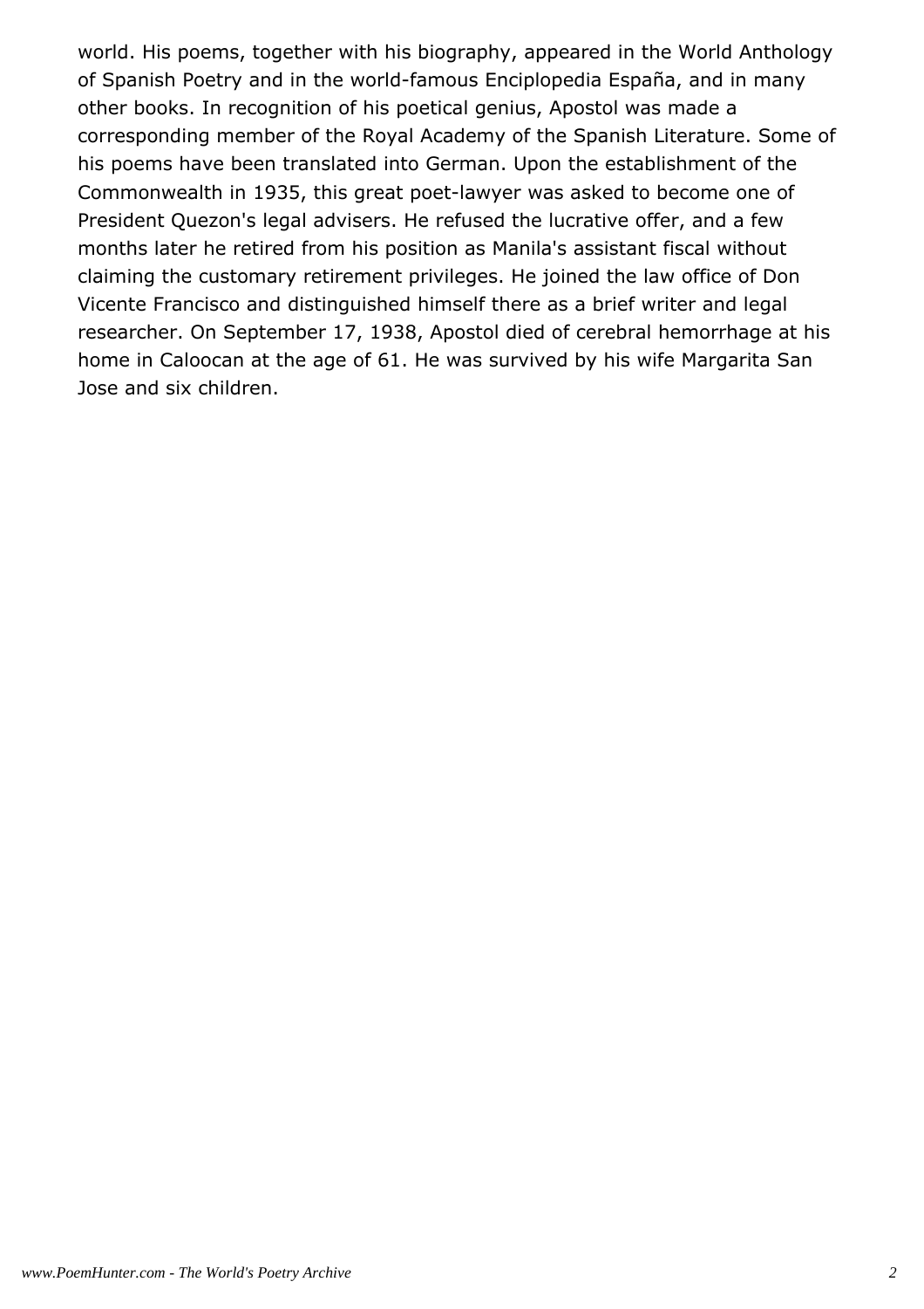world. His poems, together with his biography, appeared in the World Anthology of Spanish Poetry and in the world-famous Enciplopedia España, and in many other books. In recognition of his poetical genius, Apostol was made a corresponding member of the Royal Academy of the Spanish Literature. Some of his poems have been translated into German. Upon the establishment of the Commonwealth in 1935, this great poet-lawyer was asked to become one of President Quezon's legal advisers. He refused the lucrative offer, and a few months later he retired from his position as Manila's assistant fiscal without claiming the customary retirement privileges. He joined the law office of Don Vicente Francisco and distinguished himself there as a brief writer and legal researcher. On September 17, 1938, Apostol died of cerebral hemorrhage at his home in Caloocan at the age of 61. He was survived by his wife Margarita San Jose and six children.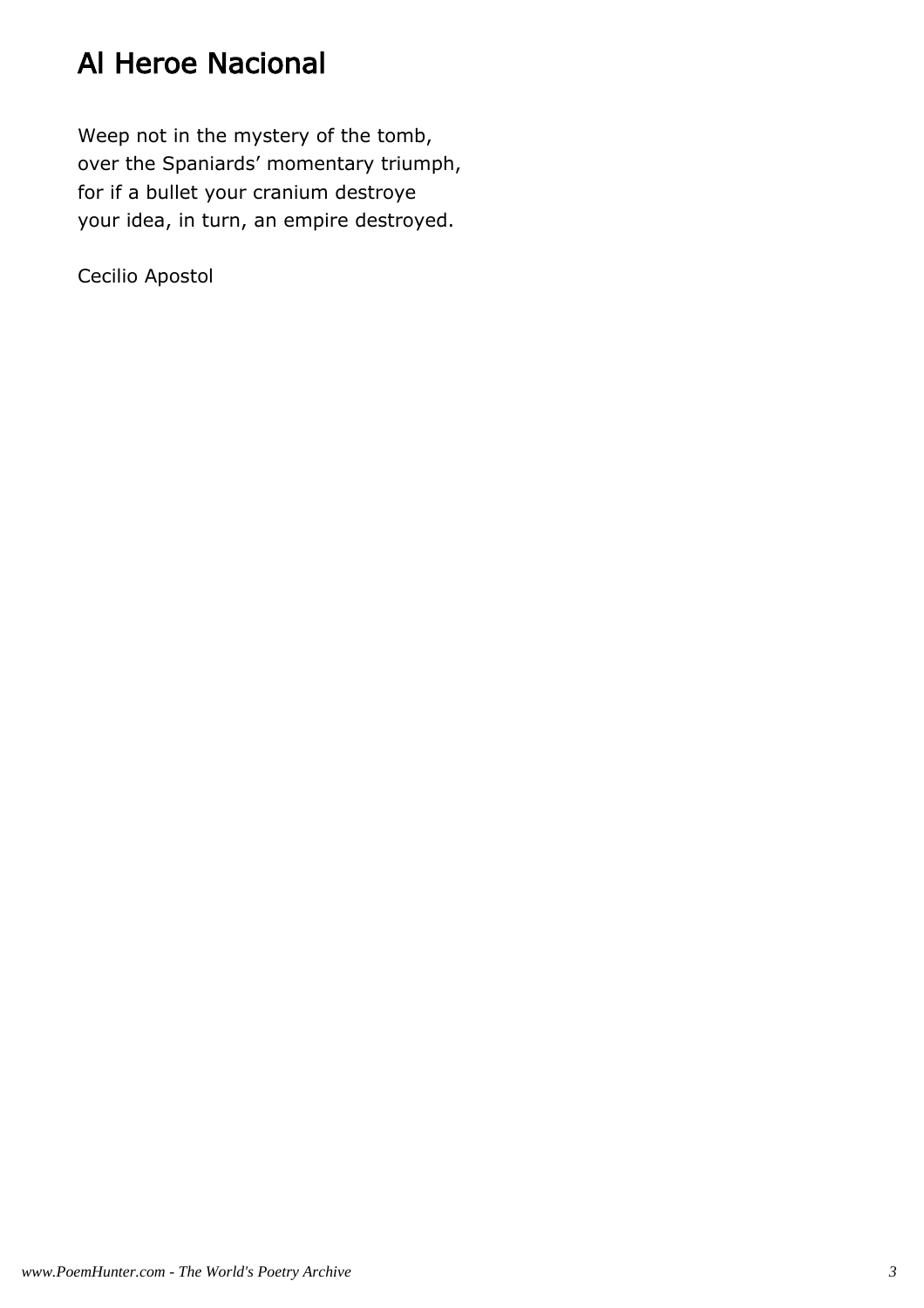# Al Heroe Nacional

Weep not in the mystery of the tomb,
over the Spaniards' momentary triumph,
for if a bullet your cranium destroye
your idea, in turn, an empire destroyed.

Cecilio Apostol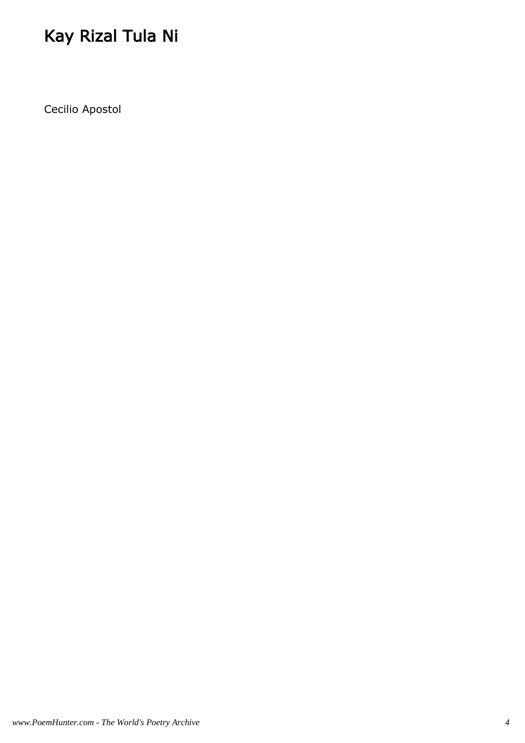# Kay Rizal Tula Ni

Cecilio Apostol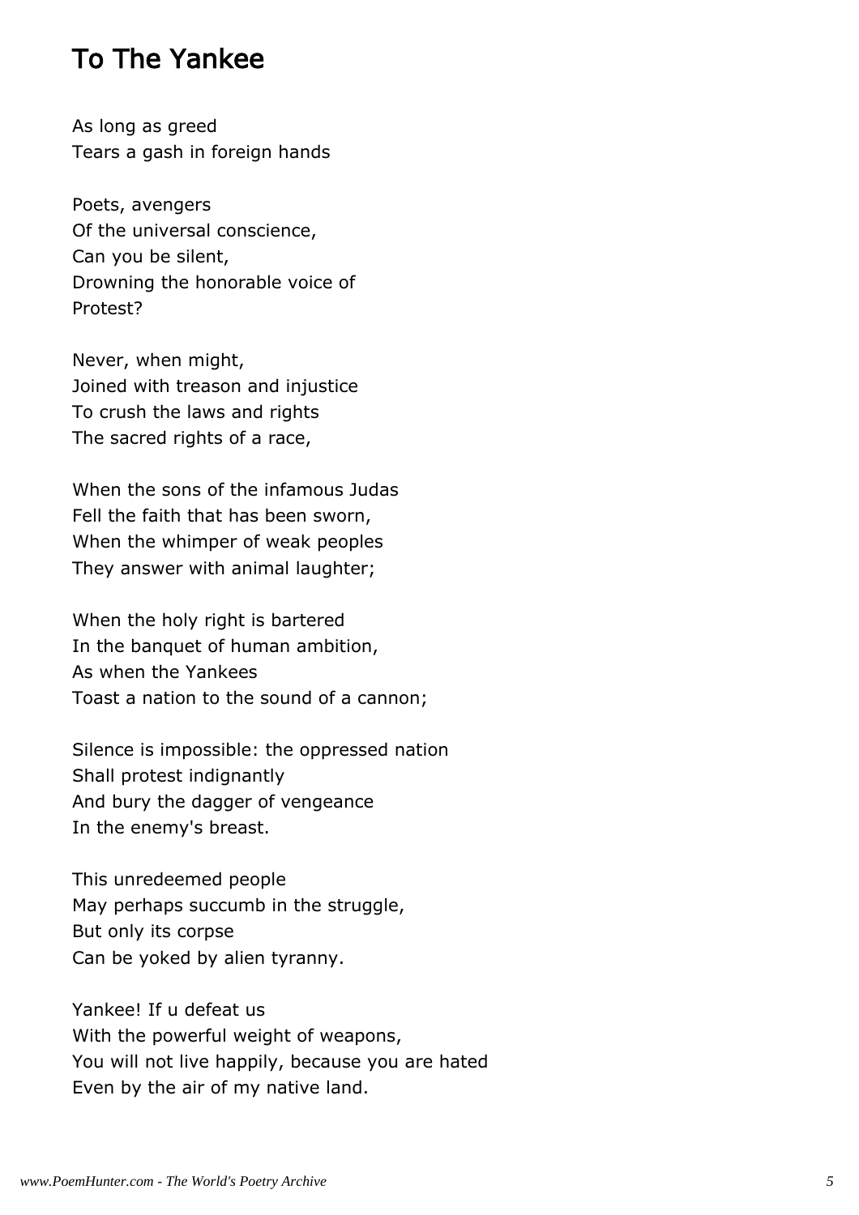## To The Yankee

As long as greed
Tears a gash in foreign hands

Poets, avengers
Of the universal conscience,
Can you be silent,
Drowning the honorable voice of
Protest?

Never, when might,
Joined with treason and injustice
To crush the laws and rights
The sacred rights of a race,

When the sons of the infamous Judas
Fell the faith that has been sworn,
When the whimper of weak peoples
They answer with animal laughter;

When the holy right is bartered
In the banquet of human ambition,
As when the Yankees
Toast a nation to the sound of a cannon;

Silence is impossible: the oppressed nation
Shall protest indignantly
And bury the dagger of vengeance
In the enemy's breast.

This unredeemed people
May perhaps succumb in the struggle,
But only its corpse
Can be yoked by alien tyranny.

Yankee! If u defeat us
With the powerful weight of weapons,
You will not live happily, because you are hated
Even by the air of my native land.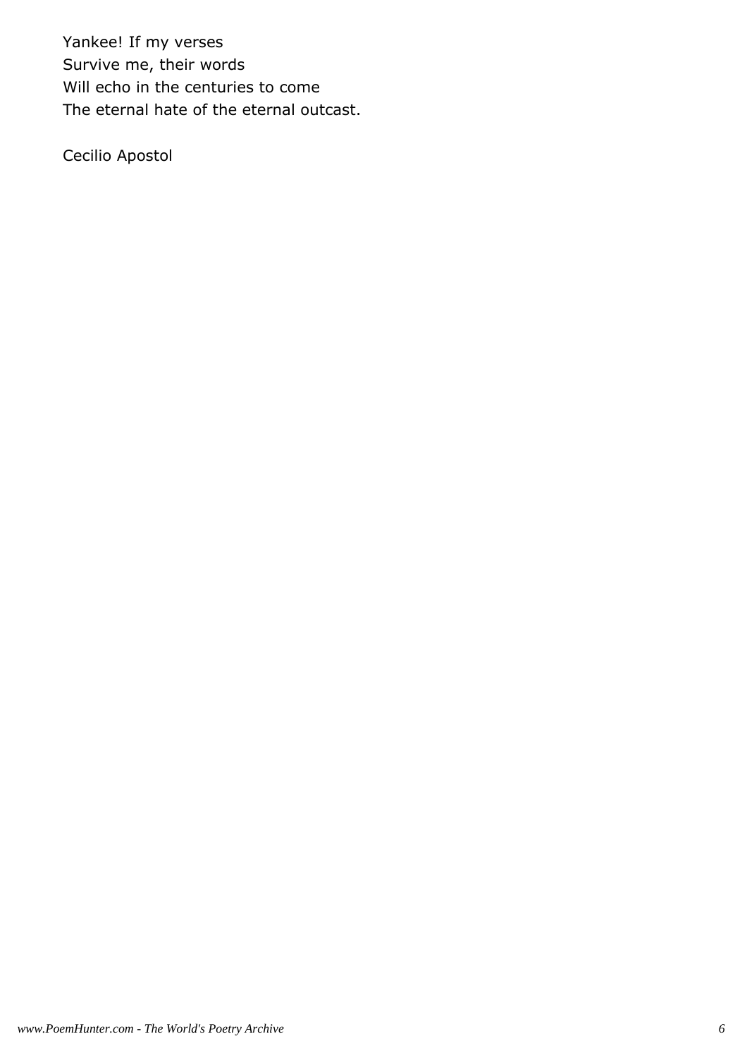Yankee! If my verses
Survive me, their words
Will echo in the centuries to come
The eternal hate of the eternal outcast.

Cecilio Apostol